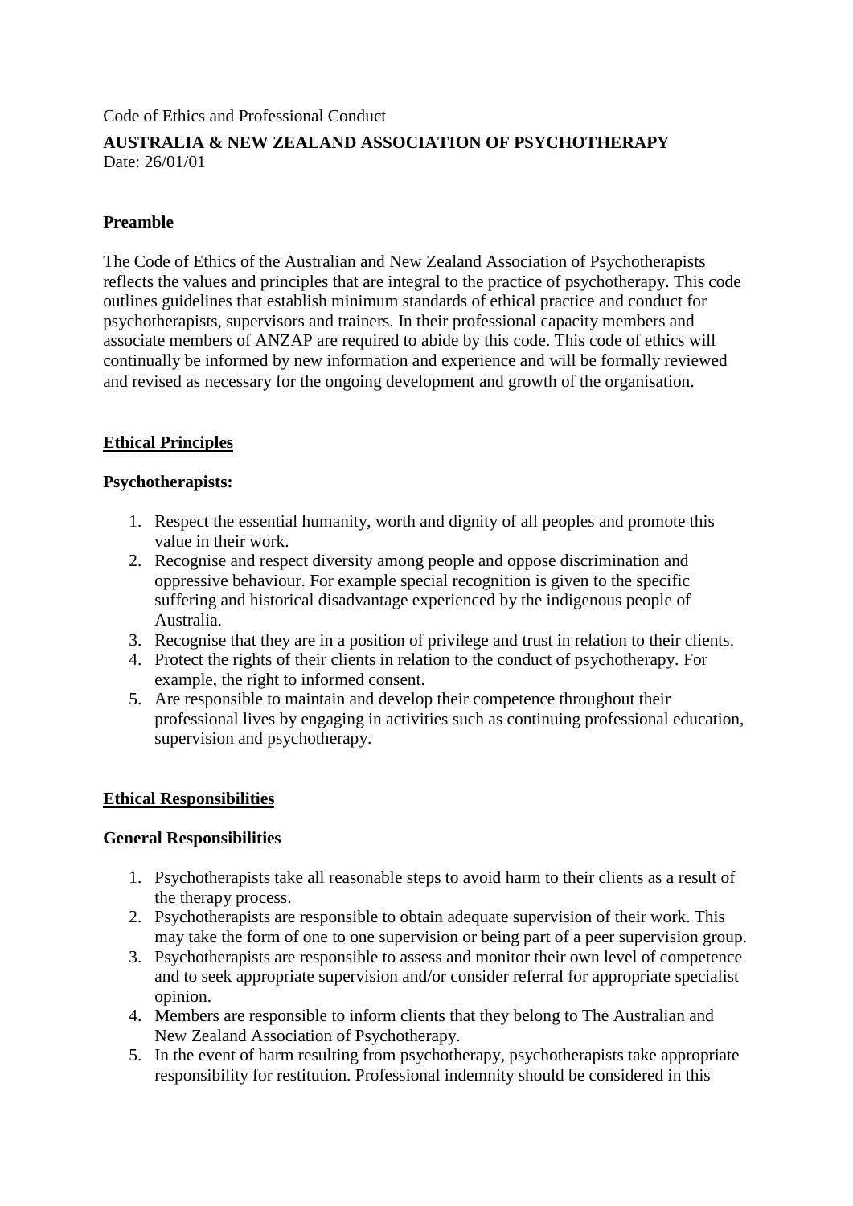Code of Ethics and Professional Conduct

**AUSTRALIA & NEW ZEALAND ASSOCIATION OF PSYCHOTHERAPY**
Date: 26/01/01

## Preamble

The Code of Ethics of the Australian and New Zealand Association of Psychotherapists reflects the values and principles that are integral to the practice of psychotherapy. This code outlines guidelines that establish minimum standards of ethical practice and conduct for psychotherapists, supervisors and trainers. In their professional capacity members and associate members of ANZAP are required to abide by this code. This code of ethics will continually be informed by new information and experience and will be formally reviewed and revised as necessary for the ongoing development and growth of the organisation.

## Ethical Principles

### Psychotherapists:

1. Respect the essential humanity, worth and dignity of all peoples and promote this value in their work.
2. Recognise and respect diversity among people and oppose discrimination and oppressive behaviour. For example special recognition is given to the specific suffering and historical disadvantage experienced by the indigenous people of Australia.
3. Recognise that they are in a position of privilege and trust in relation to their clients.
4. Protect the rights of their clients in relation to the conduct of psychotherapy. For example, the right to informed consent.
5. Are responsible to maintain and develop their competence throughout their professional lives by engaging in activities such as continuing professional education, supervision and psychotherapy.

## Ethical Responsibilities

### General Responsibilities

1. Psychotherapists take all reasonable steps to avoid harm to their clients as a result of the therapy process.
2. Psychotherapists are responsible to obtain adequate supervision of their work. This may take the form of one to one supervision or being part of a peer supervision group.
3. Psychotherapists are responsible to assess and monitor their own level of competence and to seek appropriate supervision and/or consider referral for appropriate specialist opinion.
4. Members are responsible to inform clients that they belong to The Australian and New Zealand Association of Psychotherapy.
5. In the event of harm resulting from psychotherapy, psychotherapists take appropriate responsibility for restitution. Professional indemnity should be considered in this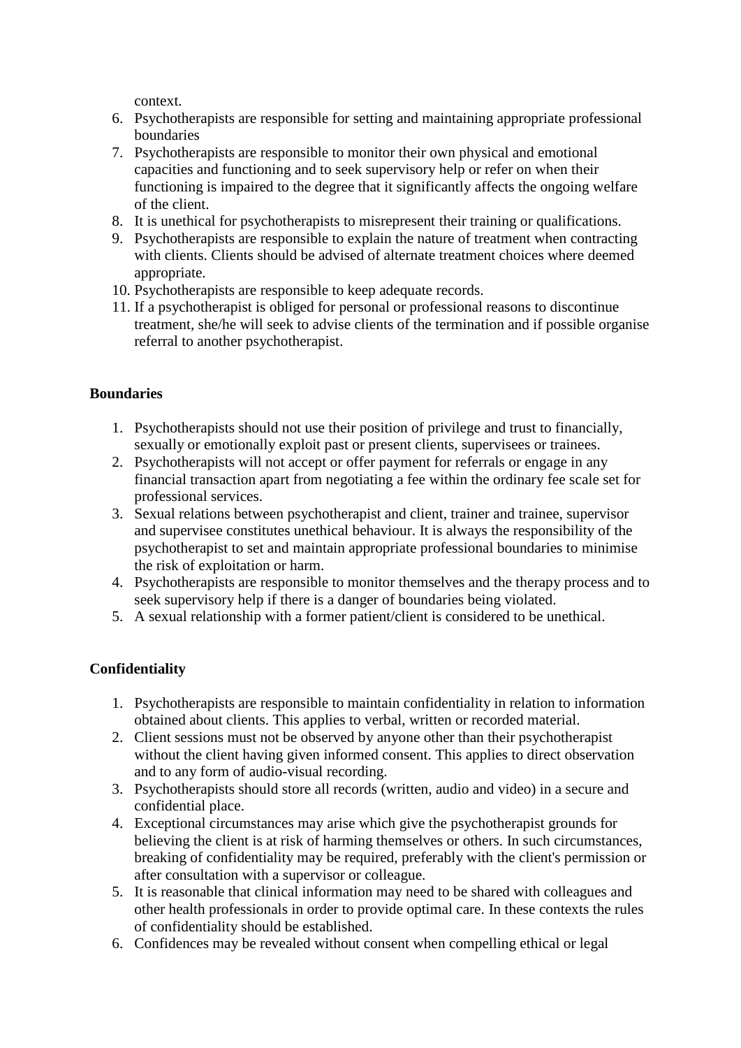context.

6. Psychotherapists are responsible for setting and maintaining appropriate professional boundaries
7. Psychotherapists are responsible to monitor their own physical and emotional capacities and functioning and to seek supervisory help or refer on when their functioning is impaired to the degree that it significantly affects the ongoing welfare of the client.
8. It is unethical for psychotherapists to misrepresent their training or qualifications.
9. Psychotherapists are responsible to explain the nature of treatment when contracting with clients. Clients should be advised of alternate treatment choices where deemed appropriate.
10. Psychotherapists are responsible to keep adequate records.
11. If a psychotherapist is obliged for personal or professional reasons to discontinue treatment, she/he will seek to advise clients of the termination and if possible organise referral to another psychotherapist.

**Boundaries**

1. Psychotherapists should not use their position of privilege and trust to financially, sexually or emotionally exploit past or present clients, supervisees or trainees.
2. Psychotherapists will not accept or offer payment for referrals or engage in any financial transaction apart from negotiating a fee within the ordinary fee scale set for professional services.
3. Sexual relations between psychotherapist and client, trainer and trainee, supervisor and supervisee constitutes unethical behaviour. It is always the responsibility of the psychotherapist to set and maintain appropriate professional boundaries to minimise the risk of exploitation or harm.
4. Psychotherapists are responsible to monitor themselves and the therapy process and to seek supervisory help if there is a danger of boundaries being violated.
5. A sexual relationship with a former patient/client is considered to be unethical.

**Confidentiality**

1. Psychotherapists are responsible to maintain confidentiality in relation to information obtained about clients. This applies to verbal, written or recorded material.
2. Client sessions must not be observed by anyone other than their psychotherapist without the client having given informed consent. This applies to direct observation and to any form of audio-visual recording.
3. Psychotherapists should store all records (written, audio and video) in a secure and confidential place.
4. Exceptional circumstances may arise which give the psychotherapist grounds for believing the client is at risk of harming themselves or others. In such circumstances, breaking of confidentiality may be required, preferably with the client's permission or after consultation with a supervisor or colleague.
5. It is reasonable that clinical information may need to be shared with colleagues and other health professionals in order to provide optimal care. In these contexts the rules of confidentiality should be established.
6. Confidences may be revealed without consent when compelling ethical or legal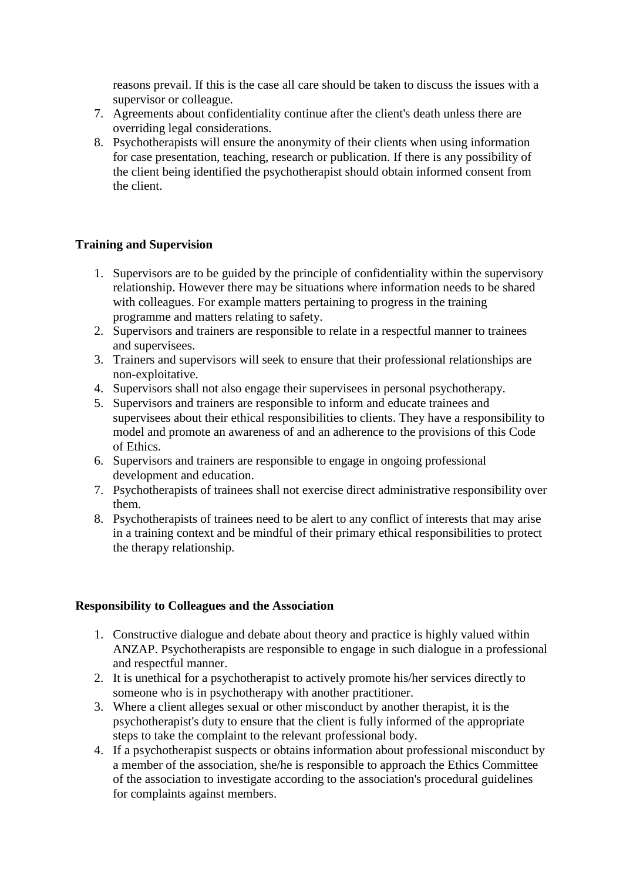reasons prevail. If this is the case all care should be taken to discuss the issues with a supervisor or colleague.

7. Agreements about confidentiality continue after the client's death unless there are overriding legal considerations.
8. Psychotherapists will ensure the anonymity of their clients when using information for case presentation, teaching, research or publication. If there is any possibility of the client being identified the psychotherapist should obtain informed consent from the client.

**Training and Supervision**

1. Supervisors are to be guided by the principle of confidentiality within the supervisory relationship. However there may be situations where information needs to be shared with colleagues. For example matters pertaining to progress in the training programme and matters relating to safety.
2. Supervisors and trainers are responsible to relate in a respectful manner to trainees and supervisees.
3. Trainers and supervisors will seek to ensure that their professional relationships are non-exploitative.
4. Supervisors shall not also engage their supervisees in personal psychotherapy.
5. Supervisors and trainers are responsible to inform and educate trainees and supervisees about their ethical responsibilities to clients. They have a responsibility to model and promote an awareness of and an adherence to the provisions of this Code of Ethics.
6. Supervisors and trainers are responsible to engage in ongoing professional development and education.
7. Psychotherapists of trainees shall not exercise direct administrative responsibility over them.
8. Psychotherapists of trainees need to be alert to any conflict of interests that may arise in a training context and be mindful of their primary ethical responsibilities to protect the therapy relationship.

**Responsibility to Colleagues and the Association**

1. Constructive dialogue and debate about theory and practice is highly valued within ANZAP. Psychotherapists are responsible to engage in such dialogue in a professional and respectful manner.
2. It is unethical for a psychotherapist to actively promote his/her services directly to someone who is in psychotherapy with another practitioner.
3. Where a client alleges sexual or other misconduct by another therapist, it is the psychotherapist's duty to ensure that the client is fully informed of the appropriate steps to take the complaint to the relevant professional body.
4. If a psychotherapist suspects or obtains information about professional misconduct by a member of the association, she/he is responsible to approach the Ethics Committee of the association to investigate according to the association's procedural guidelines for complaints against members.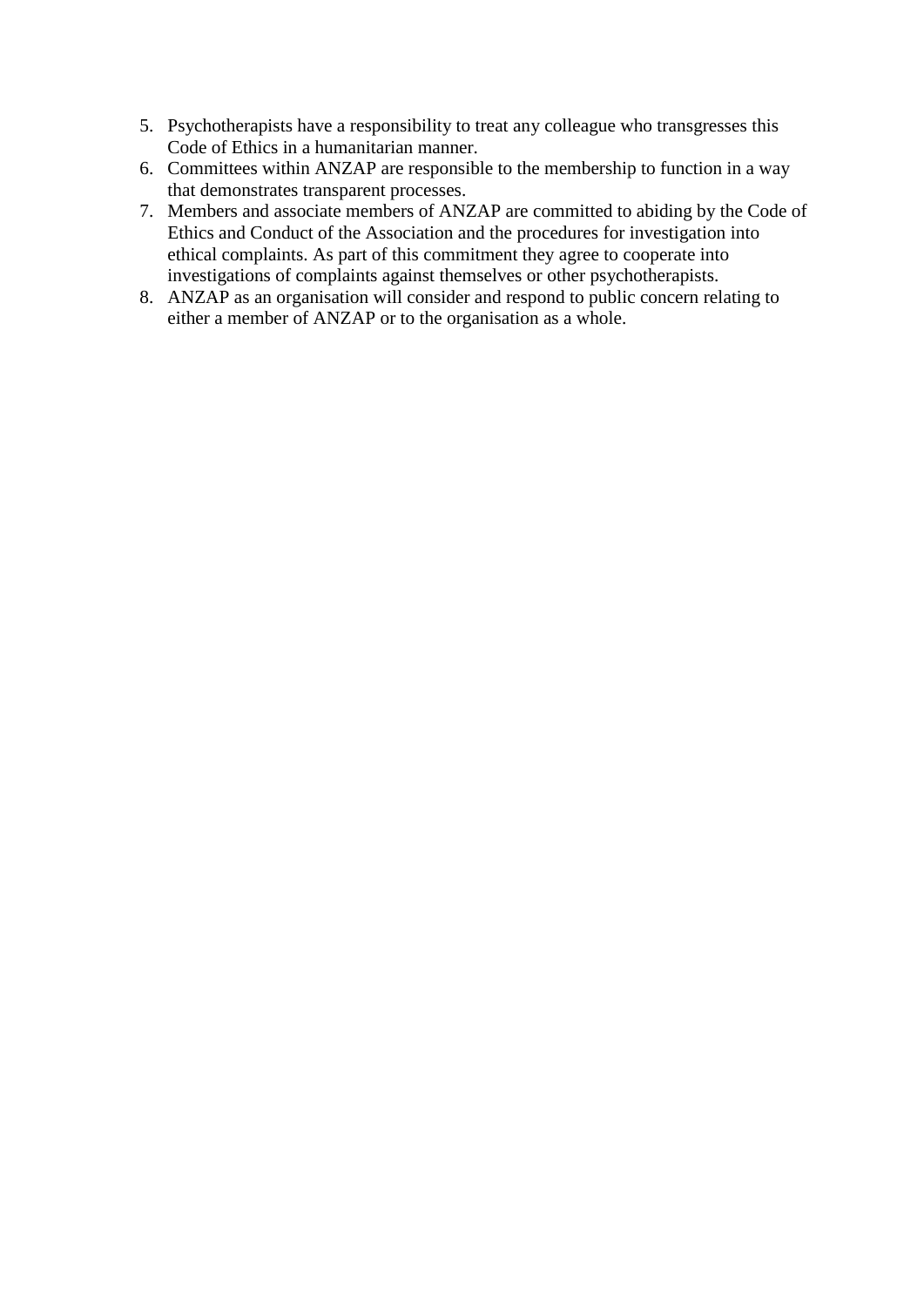5. Psychotherapists have a responsibility to treat any colleague who transgresses this Code of Ethics in a humanitarian manner.
6. Committees within ANZAP are responsible to the membership to function in a way that demonstrates transparent processes.
7. Members and associate members of ANZAP are committed to abiding by the Code of Ethics and Conduct of the Association and the procedures for investigation into ethical complaints. As part of this commitment they agree to cooperate into investigations of complaints against themselves or other psychotherapists.
8. ANZAP as an organisation will consider and respond to public concern relating to either a member of ANZAP or to the organisation as a whole.